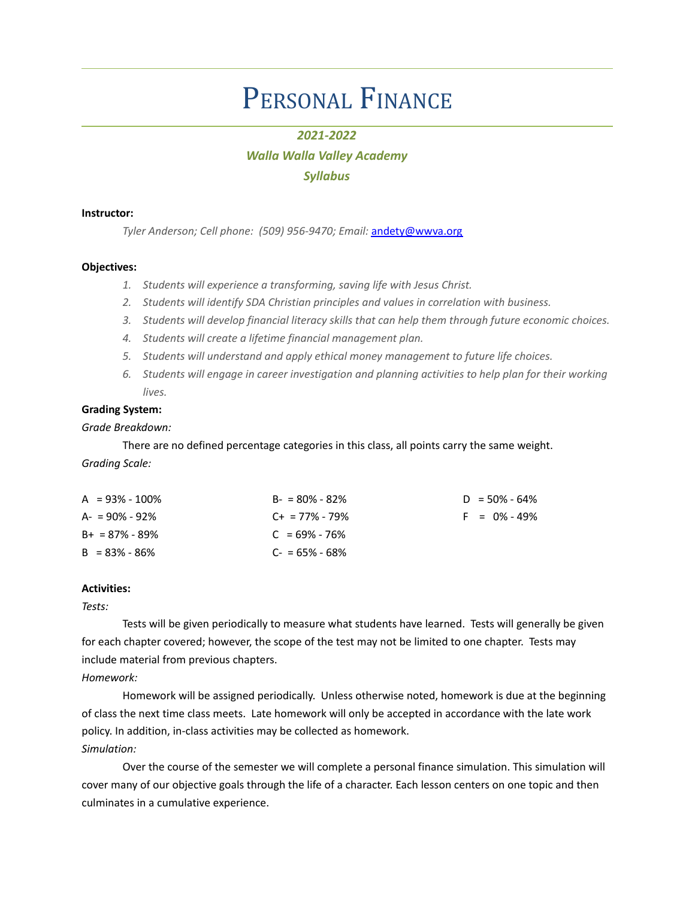# Personal Finance

***2021-2022***

***Walla Walla Valley Academy***

***Syllabus***

**Instructor:**

*Tyler Anderson; Cell phone: (509) 956-9470; Email:* andety@wwva.org

**Objectives:**

1. *Students will experience a transforming, saving life with Jesus Christ.*
2. *Students will identify SDA Christian principles and values in correlation with business.*
3. *Students will develop financial literacy skills that can help them through future economic choices.*
4. *Students will create a lifetime financial management plan.*
5. *Students will understand and apply ethical money management to future life choices.*
6. *Students will engage in career investigation and planning activities to help plan for their working lives.*

**Grading System:**

*Grade Breakdown:*

There are no defined percentage categories in this class, all points carry the same weight.

*Grading Scale:*

| | | |
|---|---|---|
| A = 93% - 100% | B- = 80% - 82% | D = 50% - 64% |
| A- = 90% - 92% | C+ = 77% - 79% | F = 0% - 49% |
| B+ = 87% - 89% | C = 69% - 76% | |
| B = 83% - 86% | C- = 65% - 68% | |

**Activities:**

*Tests:*

Tests will be given periodically to measure what students have learned. Tests will generally be given for each chapter covered; however, the scope of the test may not be limited to one chapter. Tests may include material from previous chapters.

*Homework:*

Homework will be assigned periodically. Unless otherwise noted, homework is due at the beginning of class the next time class meets. Late homework will only be accepted in accordance with the late work policy. In addition, in-class activities may be collected as homework.

*Simulation:*

Over the course of the semester we will complete a personal finance simulation. This simulation will cover many of our objective goals through the life of a character. Each lesson centers on one topic and then culminates in a cumulative experience.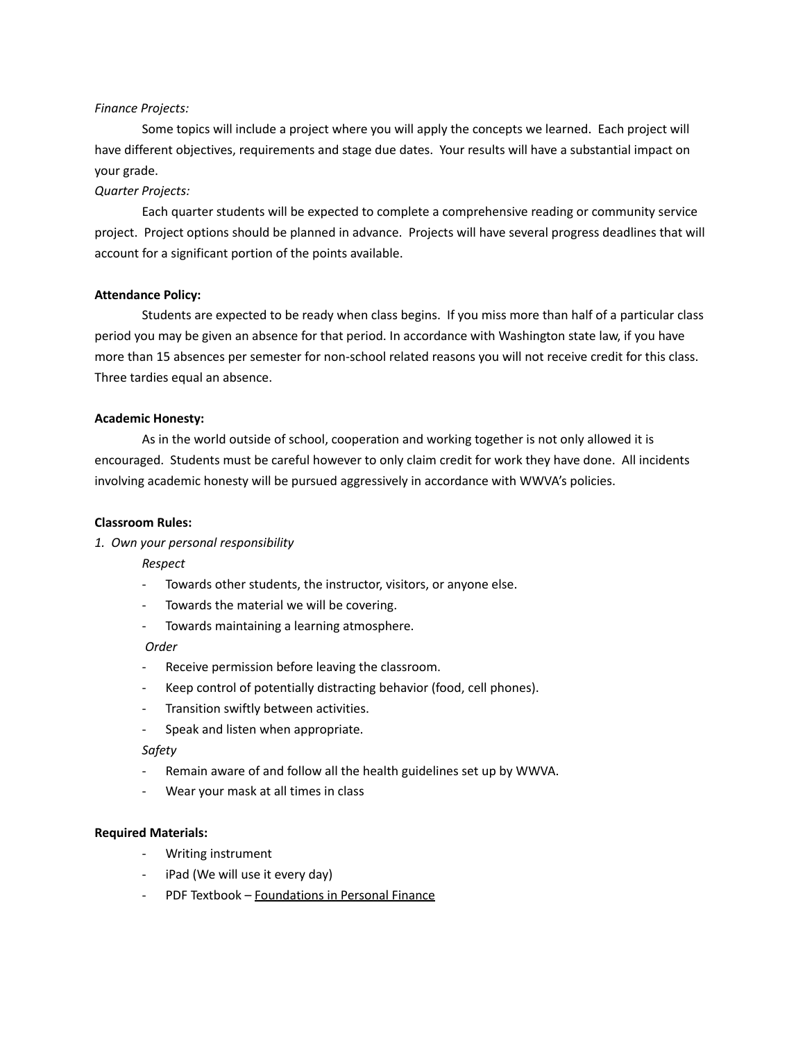*Finance Projects:*

Some topics will include a project where you will apply the concepts we learned. Each project will have different objectives, requirements and stage due dates. Your results will have a substantial impact on your grade.

*Quarter Projects:*

Each quarter students will be expected to complete a comprehensive reading or community service project. Project options should be planned in advance. Projects will have several progress deadlines that will account for a significant portion of the points available.

**Attendance Policy:**

Students are expected to be ready when class begins. If you miss more than half of a particular class period you may be given an absence for that period. In accordance with Washington state law, if you have more than 15 absences per semester for non-school related reasons you will not receive credit for this class. Three tardies equal an absence.

**Academic Honesty:**

As in the world outside of school, cooperation and working together is not only allowed it is encouraged. Students must be careful however to only claim credit for work they have done. All incidents involving academic honesty will be pursued aggressively in accordance with WWVA's policies.

**Classroom Rules:**

*1. Own your personal responsibility*

*Respect*

- Towards other students, the instructor, visitors, or anyone else.
- Towards the material we will be covering.
- Towards maintaining a learning atmosphere.

*Order*

- Receive permission before leaving the classroom.
- Keep control of potentially distracting behavior (food, cell phones).
- Transition swiftly between activities.
- Speak and listen when appropriate.

*Safety*

- Remain aware of and follow all the health guidelines set up by WWVA.
- Wear your mask at all times in class

**Required Materials:**

- Writing instrument
- iPad (We will use it every day)
- PDF Textbook – Foundations in Personal Finance